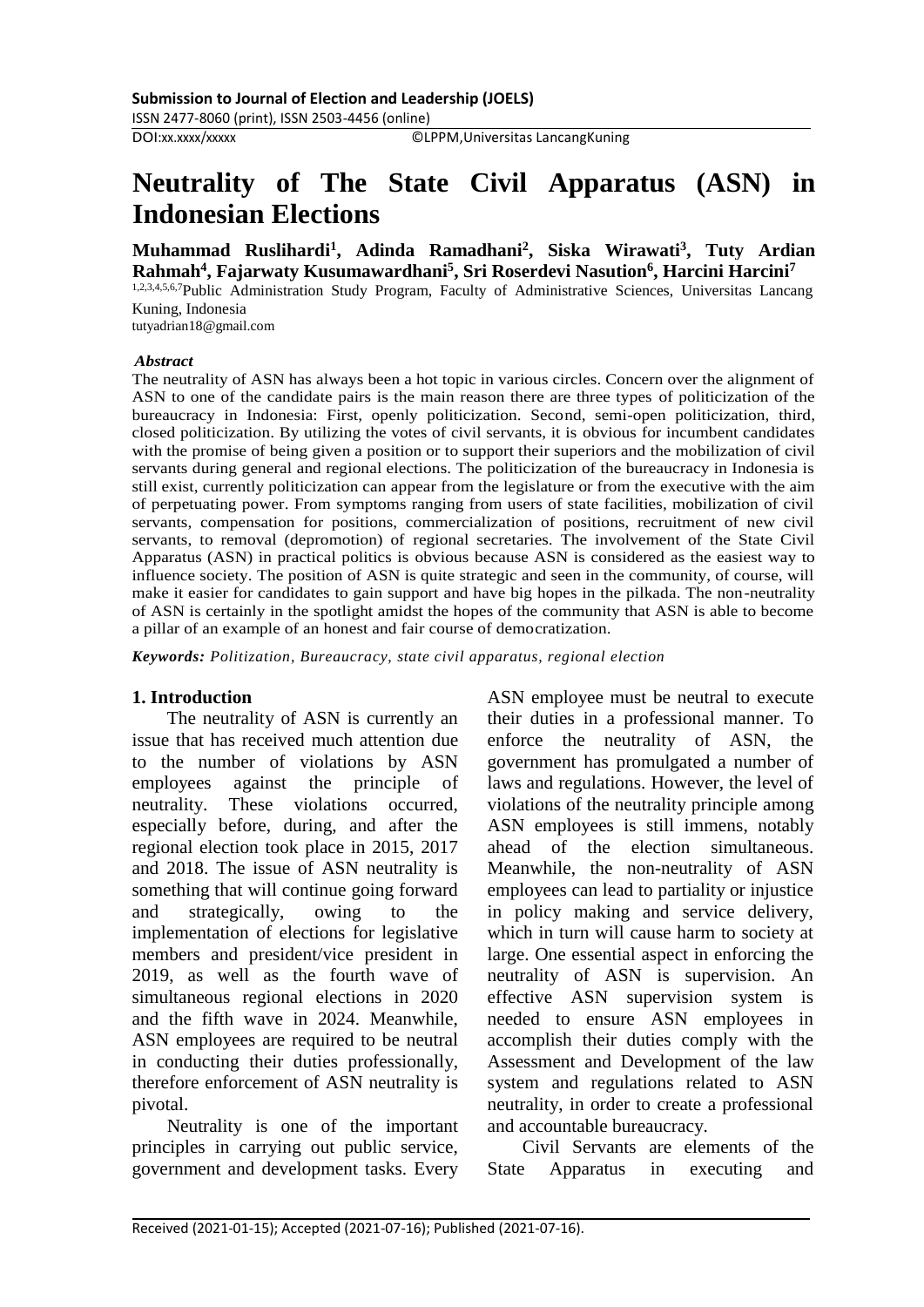**Submission to Journal of Election and Leadership (JOELS)**

ISSN 2477-8060 (print), ISSN 2503-4456 (online)

DOI:xx.xxxx/xxxxx ©LPPM,Universitas LancangKuning

# Neutrality of The State Civil Apparatus (ASN) in Indonesian Elections

**Muhammad Ruslihardi[1], Adinda Ramadhani[2], Siska Wirawati[3], Tuty Ardian Rahmah[4], Fajarwaty Kusumawardhani[5], Sri Roserdevi Nasution[6], Harcini Harcini[7]**

[1,2,3,4,5,6,7]Public Administration Study Program, Faculty of Administrative Sciences, Universitas Lancang Kuning, Indonesia

tutyadrian18@gmail.com

***Abstract***

The neutrality of ASN has always been a hot topic in various circles. Concern over the alignment of ASN to one of the candidate pairs is the main reason there are three types of politicization of the bureaucracy in Indonesia: First, openly politicization. Second, semi-open politicization, third, closed politicization. By utilizing the votes of civil servants, it is obvious for incumbent candidates with the promise of being given a position or to support their superiors and the mobilization of civil servants during general and regional elections. The politicization of the bureaucracy in Indonesia is still exist, currently politicization can appear from the legislature or from the executive with the aim of perpetuating power. From symptoms ranging from users of state facilities, mobilization of civil servants, compensation for positions, commercialization of positions, recruitment of new civil servants, to removal (depromotion) of regional secretaries. The involvement of the State Civil Apparatus (ASN) in practical politics is obvious because ASN is considered as the easiest way to influence society. The position of ASN is quite strategic and seen in the community, of course, will make it easier for candidates to gain support and have big hopes in the pilkada. The non-neutrality of ASN is certainly in the spotlight amidst the hopes of the community that ASN is able to become a pillar of an example of an honest and fair course of democratization.

***Keywords:*** *Politization, Bureaucracy, state civil apparatus, regional election*

## 1. Introduction

The neutrality of ASN is currently an issue that has received much attention due to the number of violations by ASN employees against the principle of neutrality. These violations occurred, especially before, during, and after the regional election took place in 2015, 2017 and 2018. The issue of ASN neutrality is something that will continue going forward and strategically, owing to the implementation of elections for legislative members and president/vice president in 2019, as well as the fourth wave of simultaneous regional elections in 2020 and the fifth wave in 2024. Meanwhile, ASN employees are required to be neutral in conducting their duties professionally, therefore enforcement of ASN neutrality is pivotal.

Neutrality is one of the important principles in carrying out public service, government and development tasks. Every ASN employee must be neutral to execute their duties in a professional manner. To enforce the neutrality of ASN, the government has promulgated a number of laws and regulations. However, the level of violations of the neutrality principle among ASN employees is still immens, notably ahead of the election simultaneous. Meanwhile, the non-neutrality of ASN employees can lead to partiality or injustice in policy making and service delivery, which in turn will cause harm to society at large. One essential aspect in enforcing the neutrality of ASN is supervision. An effective ASN supervision system is needed to ensure ASN employees in accomplish their duties comply with the Assessment and Development of the law system and regulations related to ASN neutrality, in order to create a professional and accountable bureaucracy.

Civil Servants are elements of the State Apparatus in executing and

Received (2021-01-15); Accepted (2021-07-16); Published (2021-07-16).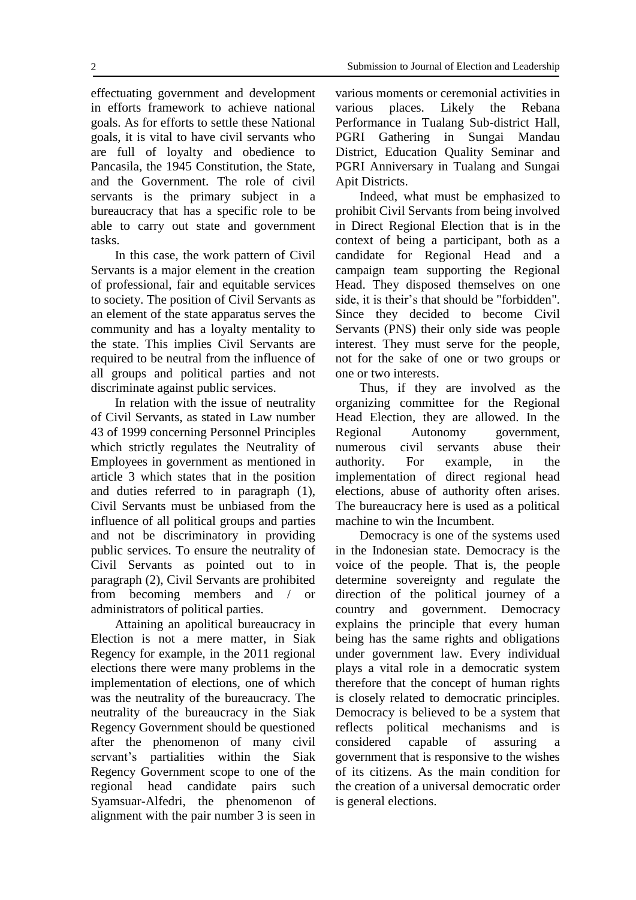effectuating government and development in efforts framework to achieve national goals. As for efforts to settle these National goals, it is vital to have civil servants who are full of loyalty and obedience to Pancasila, the 1945 Constitution, the State, and the Government. The role of civil servants is the primary subject in a bureaucracy that has a specific role to be able to carry out state and government tasks.

In this case, the work pattern of Civil Servants is a major element in the creation of professional, fair and equitable services to society. The position of Civil Servants as an element of the state apparatus serves the community and has a loyalty mentality to the state. This implies Civil Servants are required to be neutral from the influence of all groups and political parties and not discriminate against public services.

In relation with the issue of neutrality of Civil Servants, as stated in Law number 43 of 1999 concerning Personnel Principles which strictly regulates the Neutrality of Employees in government as mentioned in article 3 which states that in the position and duties referred to in paragraph (1), Civil Servants must be unbiased from the influence of all political groups and parties and not be discriminatory in providing public services. To ensure the neutrality of Civil Servants as pointed out to in paragraph (2), Civil Servants are prohibited from becoming members and / or administrators of political parties.

Attaining an apolitical bureaucracy in Election is not a mere matter, in Siak Regency for example, in the 2011 regional elections there were many problems in the implementation of elections, one of which was the neutrality of the bureaucracy. The neutrality of the bureaucracy in the Siak Regency Government should be questioned after the phenomenon of many civil servant's partialities within the Siak Regency Government scope to one of the regional head candidate pairs such Syamsuar-Alfedri, the phenomenon of alignment with the pair number 3 is seen in various moments or ceremonial activities in various places. Likely the Rebana Performance in Tualang Sub-district Hall, PGRI Gathering in Sungai Mandau District, Education Quality Seminar and PGRI Anniversary in Tualang and Sungai Apit Districts.

Indeed, what must be emphasized to prohibit Civil Servants from being involved in Direct Regional Election that is in the context of being a participant, both as a candidate for Regional Head and a campaign team supporting the Regional Head. They disposed themselves on one side, it is their's that should be "forbidden". Since they decided to become Civil Servants (PNS) their only side was people interest. They must serve for the people, not for the sake of one or two groups or one or two interests.

Thus, if they are involved as the organizing committee for the Regional Head Election, they are allowed. In the Regional Autonomy government, numerous civil servants abuse their authority. For example, in the implementation of direct regional head elections, abuse of authority often arises. The bureaucracy here is used as a political machine to win the Incumbent.

Democracy is one of the systems used in the Indonesian state. Democracy is the voice of the people. That is, the people determine sovereignty and regulate the direction of the political journey of a country and government. Democracy explains the principle that every human being has the same rights and obligations under government law. Every individual plays a vital role in a democratic system therefore that the concept of human rights is closely related to democratic principles. Democracy is believed to be a system that reflects political mechanisms and is considered capable of assuring a government that is responsive to the wishes of its citizens. As the main condition for the creation of a universal democratic order is general elections.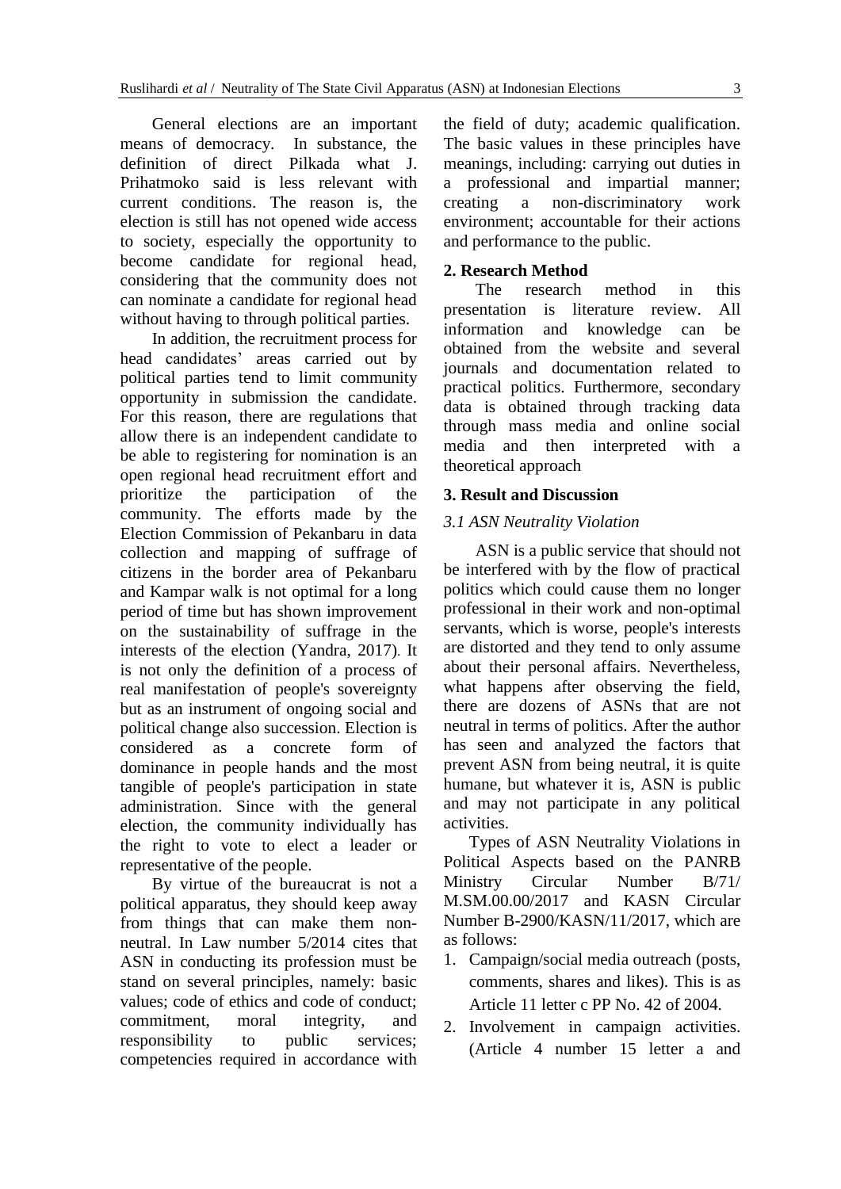General elections are an important means of democracy. In substance, the definition of direct Pilkada what J. Prihatmoko said is less relevant with current conditions. The reason is, the election is still has not opened wide access to society, especially the opportunity to become candidate for regional head, considering that the community does not can nominate a candidate for regional head without having to through political parties.

In addition, the recruitment process for head candidates' areas carried out by political parties tend to limit community opportunity in submission the candidate. For this reason, there are regulations that allow there is an independent candidate to be able to registering for nomination is an open regional head recruitment effort and prioritize the participation of the community. The efforts made by the Election Commission of Pekanbaru in data collection and mapping of suffrage of citizens in the border area of Pekanbaru and Kampar walk is not optimal for a long period of time but has shown improvement on the sustainability of suffrage in the interests of the election (Yandra, 2017). It is not only the definition of a process of real manifestation of people's sovereignty but as an instrument of ongoing social and political change also succession. Election is considered as a concrete form of dominance in people hands and the most tangible of people's participation in state administration. Since with the general election, the community individually has the right to vote to elect a leader or representative of the people.

By virtue of the bureaucrat is not a political apparatus, they should keep away from things that can make them non-neutral. In Law number 5/2014 cites that ASN in conducting its profession must be stand on several principles, namely: basic values; code of ethics and code of conduct; commitment, moral integrity, and responsibility to public services; competencies required in accordance with the field of duty; academic qualification. The basic values in these principles have meanings, including: carrying out duties in a professional and impartial manner; creating a non-discriminatory work environment; accountable for their actions and performance to the public.

## 2. Research Method

The research method in this presentation is literature review. All information and knowledge can be obtained from the website and several journals and documentation related to practical politics. Furthermore, secondary data is obtained through tracking data through mass media and online social media and then interpreted with a theoretical approach

## 3. Result and Discussion

### *3.1 ASN Neutrality Violation*

ASN is a public service that should not be interfered with by the flow of practical politics which could cause them no longer professional in their work and non-optimal servants, which is worse, people's interests are distorted and they tend to only assume about their personal affairs. Nevertheless, what happens after observing the field, there are dozens of ASNs that are not neutral in terms of politics. After the author has seen and analyzed the factors that prevent ASN from being neutral, it is quite humane, but whatever it is, ASN is public and may not participate in any political activities.

Types of ASN Neutrality Violations in Political Aspects based on the PANRB Ministry Circular Number B/71/ M.SM.00.00/2017 and KASN Circular Number B-2900/KASN/11/2017, which are as follows:

1. Campaign/social media outreach (posts, comments, shares and likes). This is as Article 11 letter c PP No. 42 of 2004.
2. Involvement in campaign activities. (Article 4 number 15 letter a and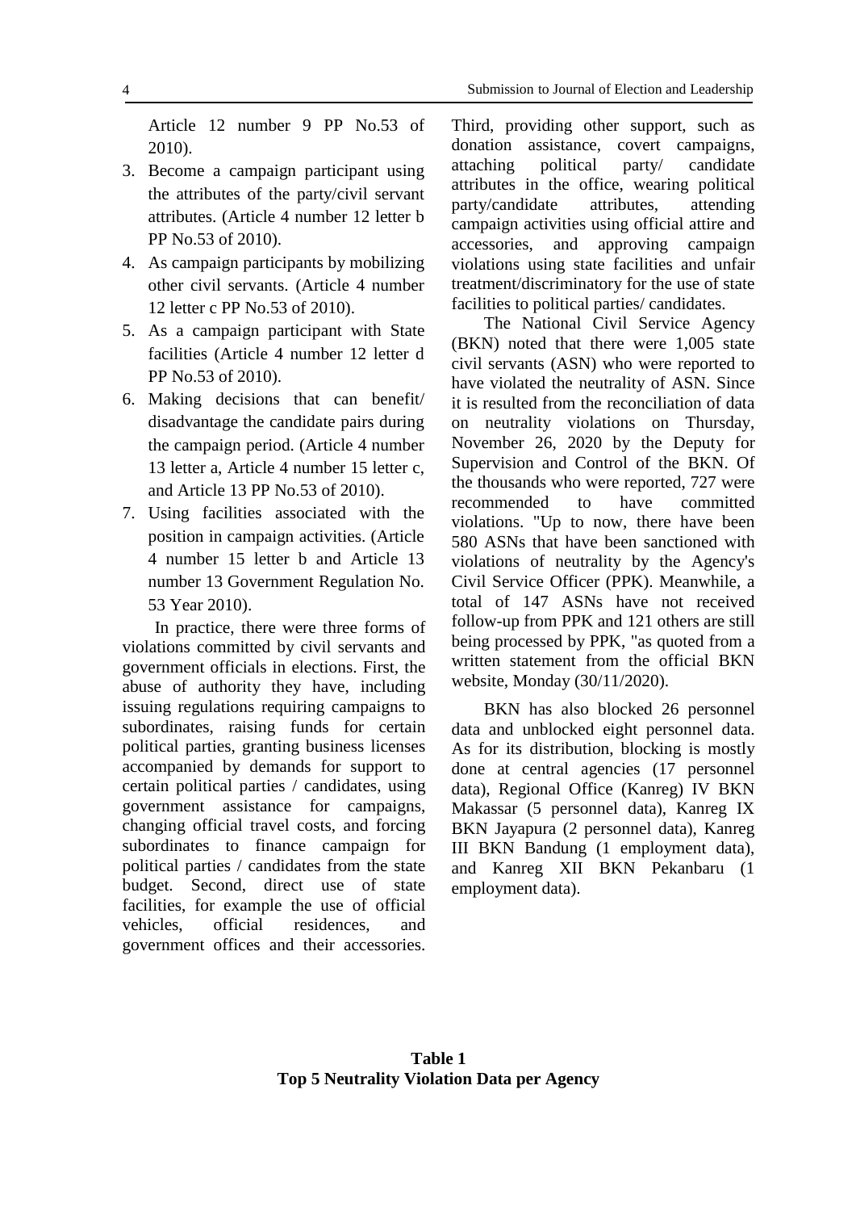Article 12 number 9 PP No.53 of 2010).

3. Become a campaign participant using the attributes of the party/civil servant attributes. (Article 4 number 12 letter b PP No.53 of 2010).
4. As campaign participants by mobilizing other civil servants. (Article 4 number 12 letter c PP No.53 of 2010).
5. As a campaign participant with State facilities (Article 4 number 12 letter d PP No.53 of 2010).
6. Making decisions that can benefit/ disadvantage the candidate pairs during the campaign period. (Article 4 number 13 letter a, Article 4 number 15 letter c, and Article 13 PP No.53 of 2010).
7. Using facilities associated with the position in campaign activities. (Article 4 number 15 letter b and Article 13 number 13 Government Regulation No. 53 Year 2010).

In practice, there were three forms of violations committed by civil servants and government officials in elections. First, the abuse of authority they have, including issuing regulations requiring campaigns to subordinates, raising funds for certain political parties, granting business licenses accompanied by demands for support to certain political parties / candidates, using government assistance for campaigns, changing official travel costs, and forcing subordinates to finance campaign for political parties / candidates from the state budget. Second, direct use of state facilities, for example the use of official vehicles, official residences, and government offices and their accessories. Third, providing other support, such as donation assistance, covert campaigns, attaching political party/ candidate attributes in the office, wearing political party/candidate attributes, attending campaign activities using official attire and accessories, and approving campaign violations using state facilities and unfair treatment/discriminatory for the use of state facilities to political parties/ candidates.

The National Civil Service Agency (BKN) noted that there were 1,005 state civil servants (ASN) who were reported to have violated the neutrality of ASN. Since it is resulted from the reconciliation of data on neutrality violations on Thursday, November 26, 2020 by the Deputy for Supervision and Control of the BKN. Of the thousands who were reported, 727 were recommended to have committed violations. "Up to now, there have been 580 ASNs that have been sanctioned with violations of neutrality by the Agency's Civil Service Officer (PPK). Meanwhile, a total of 147 ASNs have not received follow-up from PPK and 121 others are still being processed by PPK, "as quoted from a written statement from the official BKN website, Monday (30/11/2020).

BKN has also blocked 26 personnel data and unblocked eight personnel data. As for its distribution, blocking is mostly done at central agencies (17 personnel data), Regional Office (Kanreg) IV BKN Makassar (5 personnel data), Kanreg IX BKN Jayapura (2 personnel data), Kanreg III BKN Bandung (1 employment data), and Kanreg XII BKN Pekanbaru (1 employment data).

**Table 1**
**Top 5 Neutrality Violation Data per Agency**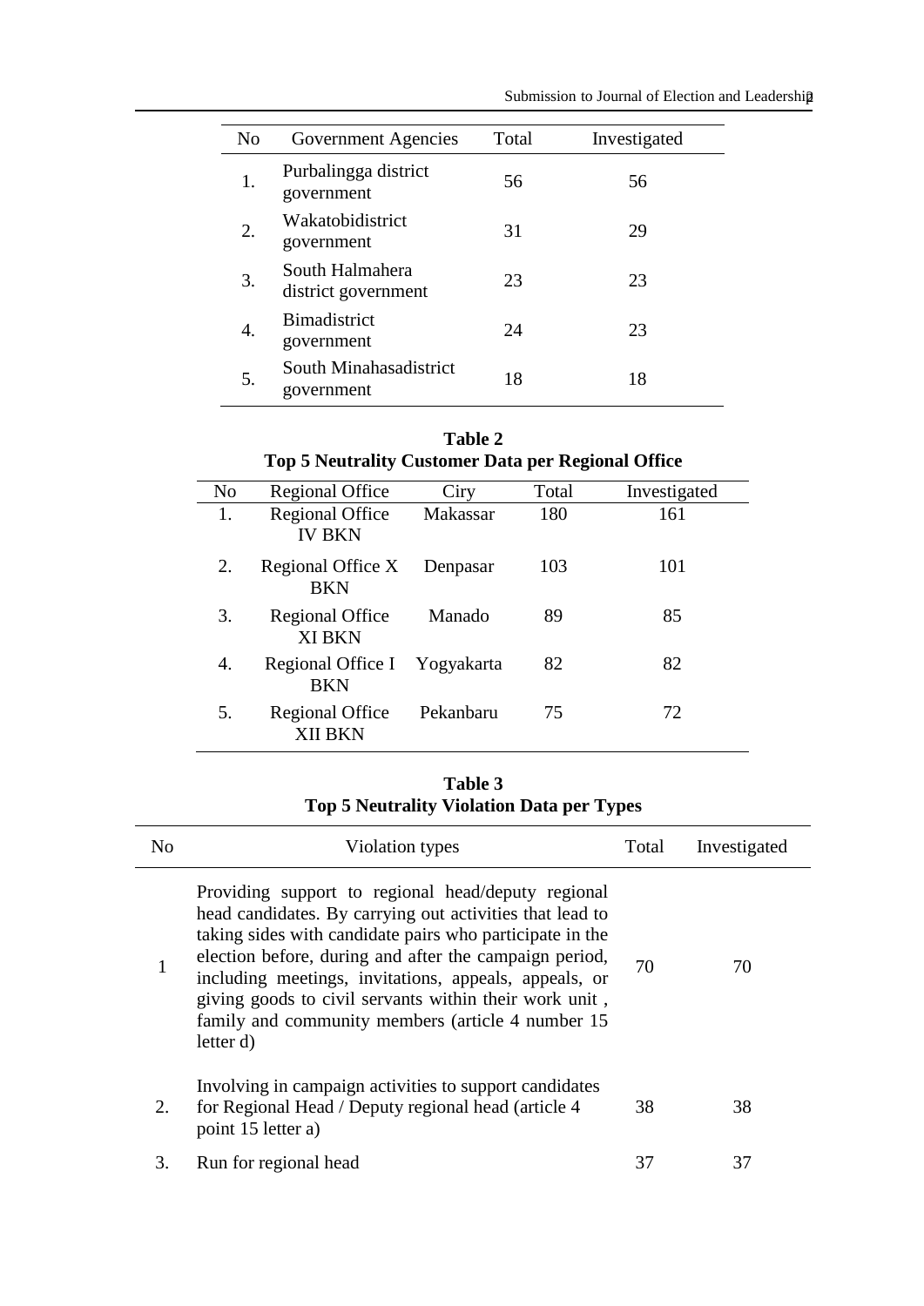| No | Government Agencies | Total | Investigated |
|---|---|---|---|
| 1. | Purbalingga district government | 56 | 56 |
| 2. | Wakatobidistrict government | 31 | 29 |
| 3. | South Halmahera district government | 23 | 23 |
| 4. | Bimadistrict government | 24 | 23 |
| 5. | South Minahasadistrict government | 18 | 18 |

**Table 2**
**Top 5 Neutrality Customer Data per Regional Office**

| No | Regional Office | Ciry | Total | Investigated |
|---|---|---|---|---|
| 1. | Regional Office IV BKN | Makassar | 180 | 161 |
| 2. | Regional Office X BKN | Denpasar | 103 | 101 |
| 3. | Regional Office XI BKN | Manado | 89 | 85 |
| 4. | Regional Office I BKN | Yogyakarta | 82 | 82 |
| 5. | Regional Office XII BKN | Pekanbaru | 75 | 72 |

**Table 3**
**Top 5 Neutrality Violation Data per Types**

| No | Violation types | Total | Investigated |
|---|---|---|---|
| 1 | Providing support to regional head/deputy regional head candidates. By carrying out activities that lead to taking sides with candidate pairs who participate in the election before, during and after the campaign period, including meetings, invitations, appeals, appeals, or giving goods to civil servants within their work unit , family and community members (article 4 number 15 letter d) | 70 | 70 |
| 2. | Involving in campaign activities to support candidates for Regional Head / Deputy regional head (article 4 point 15 letter a) | 38 | 38 |
| 3. | Run for regional head | 37 | 37 |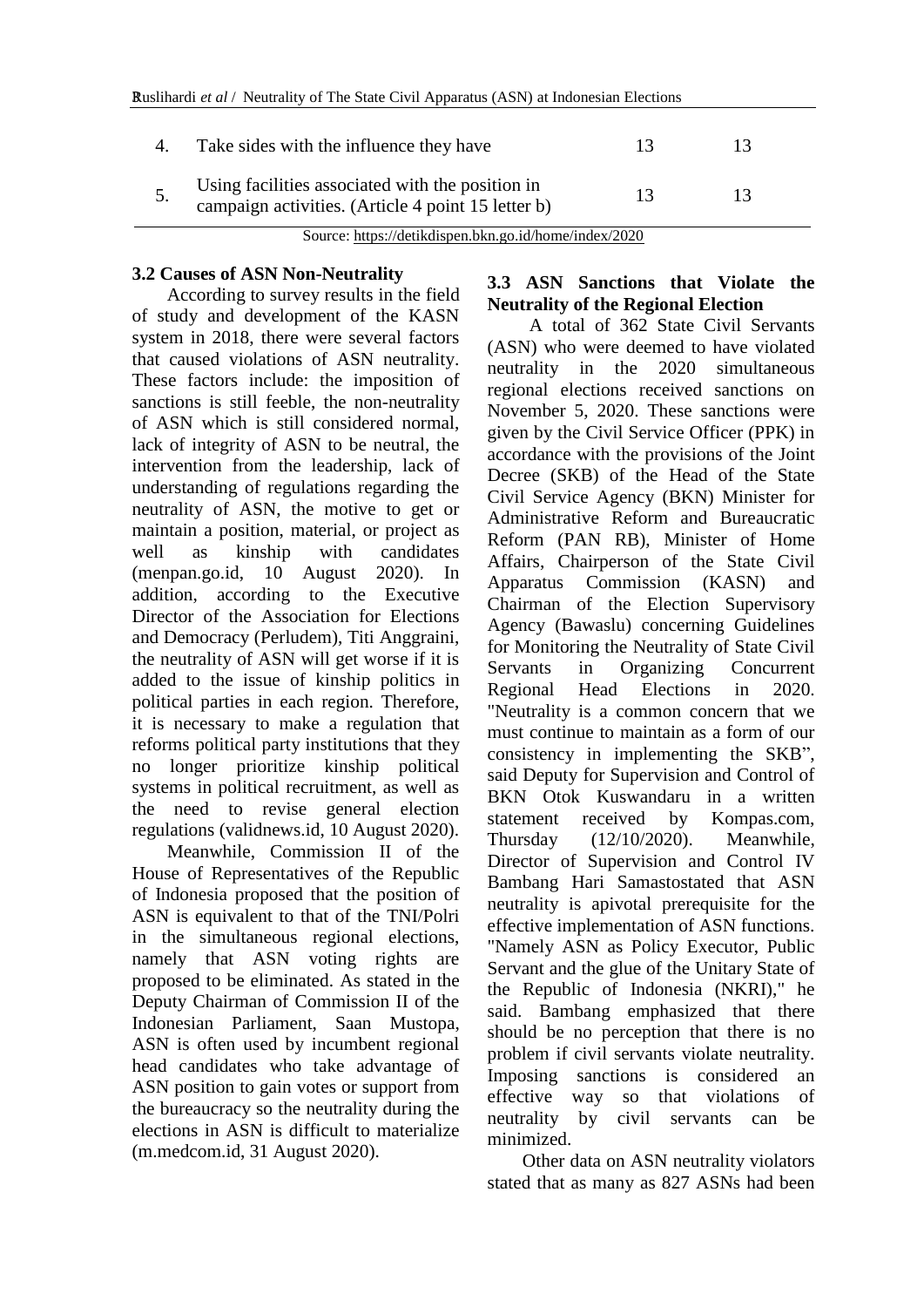| | | | |
|---|---|---|---|
| 4. | Take sides with the influence they have | 13 | 13 |
| 5. | Using facilities associated with the position in campaign activities. (Article 4 point 15 letter b) | 13 | 13 |

Source: https://detikdispen.bkn.go.id/home/index/2020

### 3.2 Causes of ASN Non-Neutrality

According to survey results in the field of study and development of the KASN system in 2018, there were several factors that caused violations of ASN neutrality. These factors include: the imposition of sanctions is still feeble, the non-neutrality of ASN which is still considered normal, lack of integrity of ASN to be neutral, the intervention from the leadership, lack of understanding of regulations regarding the neutrality of ASN, the motive to get or maintain a position, material, or project as well as kinship with candidates (menpan.go.id, 10 August 2020). In addition, according to the Executive Director of the Association for Elections and Democracy (Perludem), Titi Anggraini, the neutrality of ASN will get worse if it is added to the issue of kinship politics in political parties in each region. Therefore, it is necessary to make a regulation that reforms political party institutions that they no longer prioritize kinship political systems in political recruitment, as well as the need to revise general election regulations (validnews.id, 10 August 2020).

Meanwhile, Commission II of the House of Representatives of the Republic of Indonesia proposed that the position of ASN is equivalent to that of the TNI/Polri in the simultaneous regional elections, namely that ASN voting rights are proposed to be eliminated. As stated in the Deputy Chairman of Commission II of the Indonesian Parliament, Saan Mustopa, ASN is often used by incumbent regional head candidates who take advantage of ASN position to gain votes or support from the bureaucracy so the neutrality during the elections in ASN is difficult to materialize (m.medcom.id, 31 August 2020).

### 3.3 ASN Sanctions that Violate the Neutrality of the Regional Election

A total of 362 State Civil Servants (ASN) who were deemed to have violated neutrality in the 2020 simultaneous regional elections received sanctions on November 5, 2020. These sanctions were given by the Civil Service Officer (PPK) in accordance with the provisions of the Joint Decree (SKB) of the Head of the State Civil Service Agency (BKN) Minister for Administrative Reform and Bureaucratic Reform (PAN RB), Minister of Home Affairs, Chairperson of the State Civil Apparatus Commission (KASN) and Chairman of the Election Supervisory Agency (Bawaslu) concerning Guidelines for Monitoring the Neutrality of State Civil Servants in Organizing Concurrent Regional Head Elections in 2020. "Neutrality is a common concern that we must continue to maintain as a form of our consistency in implementing the SKB", said Deputy for Supervision and Control of BKN Otok Kuswandaru in a written statement received by Kompas.com, Thursday (12/10/2020). Meanwhile, Director of Supervision and Control IV Bambang Hari Samastostated that ASN neutrality is apivotal prerequisite for the effective implementation of ASN functions. "Namely ASN as Policy Executor, Public Servant and the glue of the Unitary State of the Republic of Indonesia (NKRI)," he said. Bambang emphasized that there should be no perception that there is no problem if civil servants violate neutrality. Imposing sanctions is considered an effective way so that violations of neutrality by civil servants can be minimized.

Other data on ASN neutrality violators stated that as many as 827 ASNs had been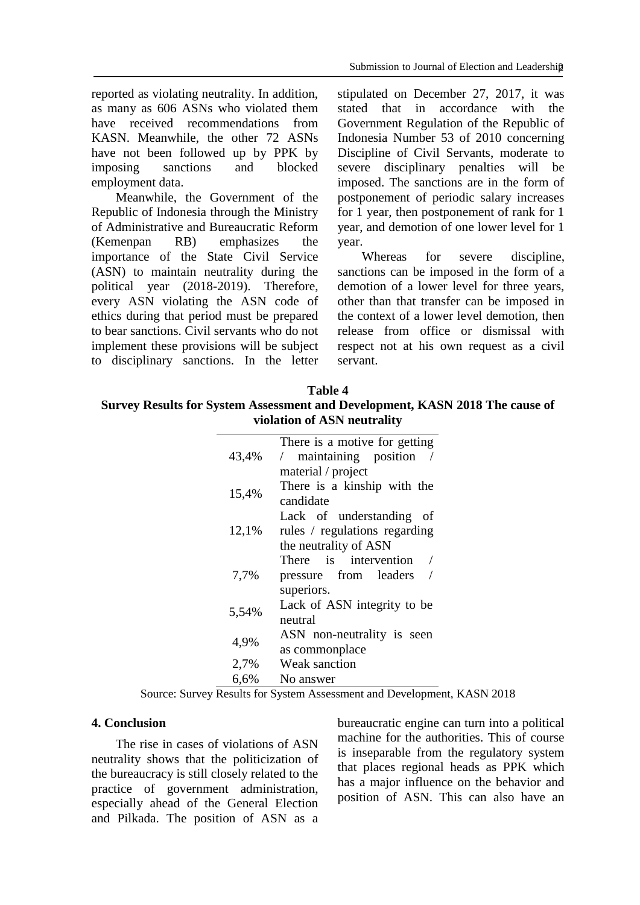reported as violating neutrality. In addition, as many as 606 ASNs who violated them have received recommendations from KASN. Meanwhile, the other 72 ASNs have not been followed up by PPK by imposing sanctions and blocked employment data.

Meanwhile, the Government of the Republic of Indonesia through the Ministry of Administrative and Bureaucratic Reform (Kemenpan RB) emphasizes the importance of the State Civil Service (ASN) to maintain neutrality during the political year (2018-2019). Therefore, every ASN violating the ASN code of ethics during that period must be prepared to bear sanctions. Civil servants who do not implement these provisions will be subject to disciplinary sanctions. In the letter stipulated on December 27, 2017, it was stated that in accordance with the Government Regulation of the Republic of Indonesia Number 53 of 2010 concerning Discipline of Civil Servants, moderate to severe disciplinary penalties will be imposed. The sanctions are in the form of postponement of periodic salary increases for 1 year, then postponement of rank for 1 year, and demotion of one lower level for 1 year.

Whereas for severe discipline, sanctions can be imposed in the form of a demotion of a lower level for three years, other than that transfer can be imposed in the context of a lower level demotion, then release from office or dismissal with respect not at his own request as a civil servant.

**Table 4**
**Survey Results for System Assessment and Development, KASN 2018 The cause of violation of ASN neutrality**

| | |
|---|---|
| 43,4% | There is a motive for getting / maintaining position / material / project |
| 15,4% | There is a kinship with the candidate |
| 12,1% | Lack of understanding of rules / regulations regarding the neutrality of ASN |
| 7,7% | There is intervention / pressure from leaders / superiors. |
| 5,54% | Lack of ASN integrity to be neutral |
| 4,9% | ASN non-neutrality is seen as commonplace |
| 2,7% | Weak sanction |
| 6,6% | No answer |

Source: Survey Results for System Assessment and Development, KASN 2018

## 4. Conclusion

The rise in cases of violations of ASN neutrality shows that the politicization of the bureaucracy is still closely related to the practice of government administration, especially ahead of the General Election and Pilkada. The position of ASN as a bureaucratic engine can turn into a political machine for the authorities. This of course is inseparable from the regulatory system that places regional heads as PPK which has a major influence on the behavior and position of ASN. This can also have an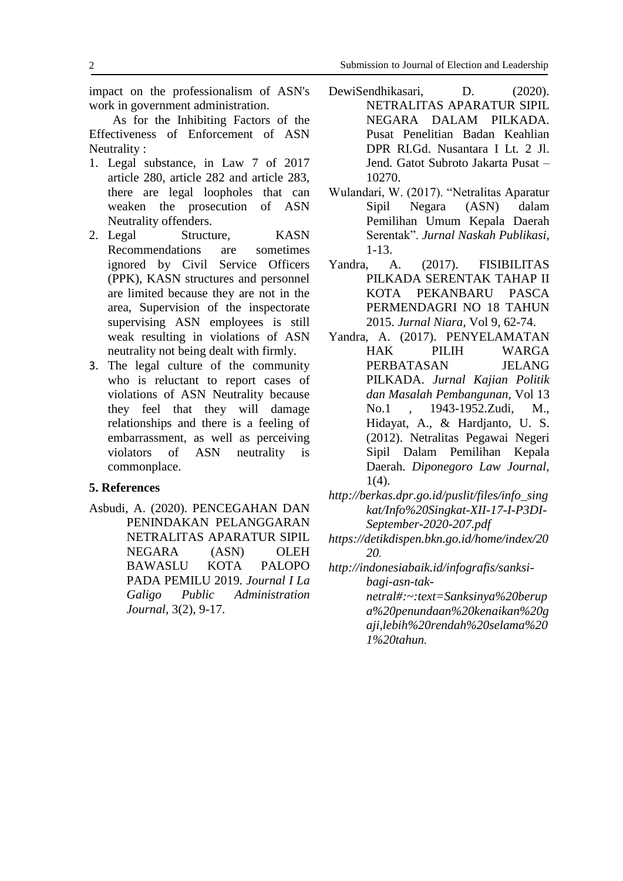impact on the professionalism of ASN's work in government administration.

As for the Inhibiting Factors of the Effectiveness of Enforcement of ASN Neutrality :

1. Legal substance, in Law 7 of 2017 article 280, article 282 and article 283, there are legal loopholes that can weaken the prosecution of ASN Neutrality offenders.
2. Legal Structure, KASN Recommendations are sometimes ignored by Civil Service Officers (PPK), KASN structures and personnel are limited because they are not in the area, Supervision of the inspectorate supervising ASN employees is still weak resulting in violations of ASN neutrality not being dealt with firmly.
3. The legal culture of the community who is reluctant to report cases of violations of ASN Neutrality because they feel that they will damage relationships and there is a feeling of embarrassment, as well as perceiving violators of ASN neutrality is commonplace.

## 5. References

Asbudi, A. (2020). PENCEGAHAN DAN PENINDAKAN PELANGGARAN NETRALITAS APARATUR SIPIL NEGARA (ASN) OLEH BAWASLU KOTA PALOPO PADA PEMILU 2019. *Journal I La Galigo Public Administration Journal*, 3(2), 9-17.

DewiSendhikasari, D. (2020). NETRALITAS APARATUR SIPIL NEGARA DALAM PILKADA. Pusat Penelitian Badan Keahlian DPR RI.Gd. Nusantara I Lt. 2 Jl. Jend. Gatot Subroto Jakarta Pusat – 10270.

Wulandari, W. (2017). "Netralitas Aparatur Sipil Negara (ASN) dalam Pemilihan Umum Kepala Daerah Serentak". *Jurnal Naskah Publikasi*, 1-13.

Yandra, A. (2017). FISIBILITAS PILKADA SERENTAK TAHAP II KOTA PEKANBARU PASCA PERMENDAGRI NO 18 TAHUN 2015. *Jurnal Niara*, Vol 9, 62-74.

Yandra, A. (2017). PENYELAMATAN HAK PILIH WARGA PERBATASAN JELANG PILKADA. *Jurnal Kajian Politik dan Masalah Pembangunan*, Vol 13 No.1 , 1943-1952.Zudi, M., Hidayat, A., & Hardjanto, U. S. (2012). Netralitas Pegawai Negeri Sipil Dalam Pemilihan Kepala Daerah. *Diponegoro Law Journal*, 1(4).

*http://berkas.dpr.go.id/puslit/files/info_singkat/Info%20Singkat-XII-17-I-P3DI-September-2020-207.pdf*

*https://detikdispen.bkn.go.id/home/index/2020.*

*http://indonesiabaik.id/infografis/sanksi-bagi-asn-tak-netral#:~:text=Sanksinya%20berupa%20penundaan%20kenaikan%20gaji,lebih%20rendah%20selama%201%20tahun.*